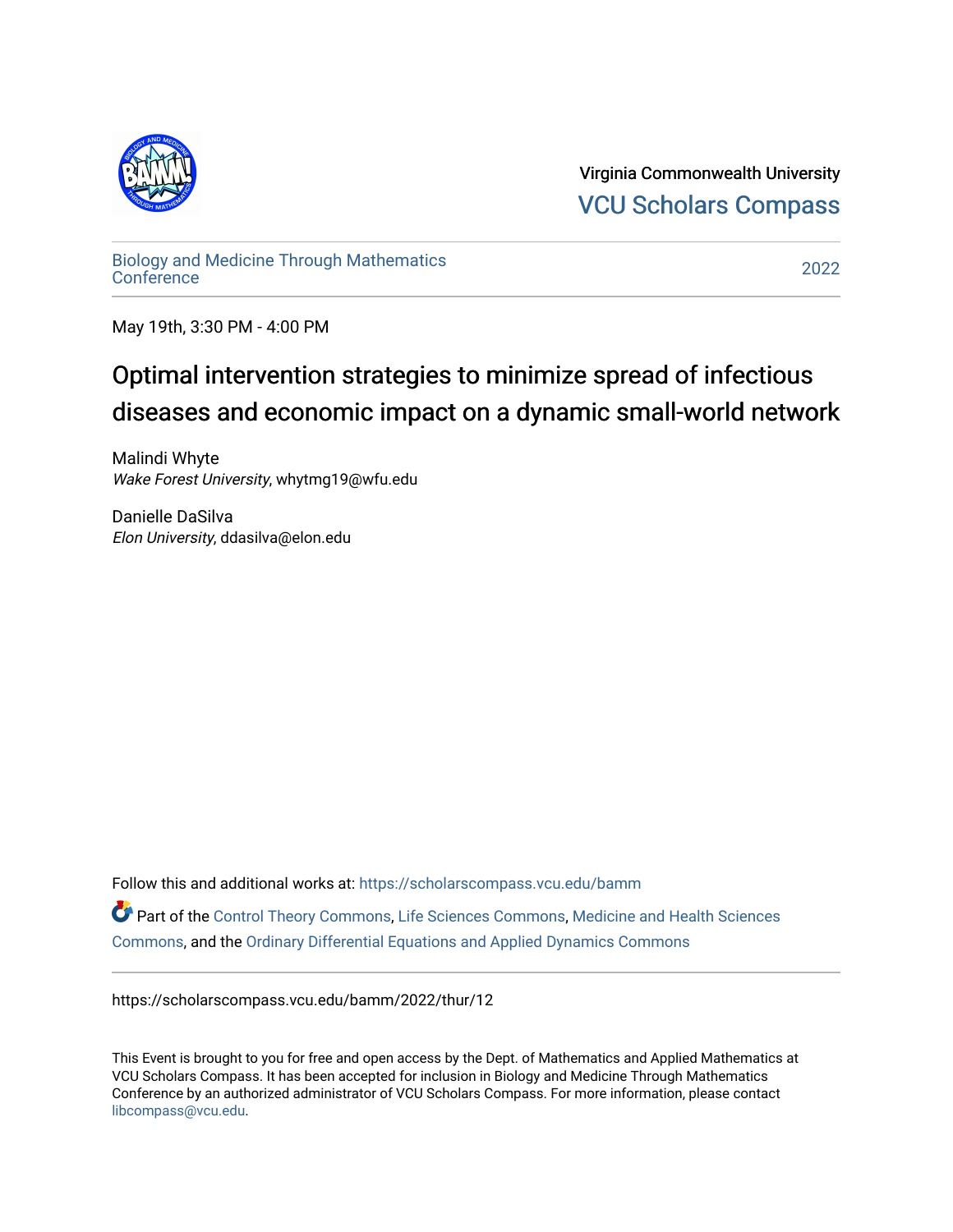Virginia Commonwealth University
VCU Scholars Compass

Biology and Medicine Through Mathematics Conference

2022

May 19th, 3:30 PM - 4:00 PM

# Optimal intervention strategies to minimize spread of infectious diseases and economic impact on a dynamic small-world network

Malindi Whyte
*Wake Forest University*, whytmg19@wfu.edu

Danielle DaSilva
*Elon University*, ddasilva@elon.edu

Follow this and additional works at: https://scholarscompass.vcu.edu/bamm

Part of the Control Theory Commons, Life Sciences Commons, Medicine and Health Sciences Commons, and the Ordinary Differential Equations and Applied Dynamics Commons

https://scholarscompass.vcu.edu/bamm/2022/thur/12

This Event is brought to you for free and open access by the Dept. of Mathematics and Applied Mathematics at VCU Scholars Compass. It has been accepted for inclusion in Biology and Medicine Through Mathematics Conference by an authorized administrator of VCU Scholars Compass. For more information, please contact libcompass@vcu.edu.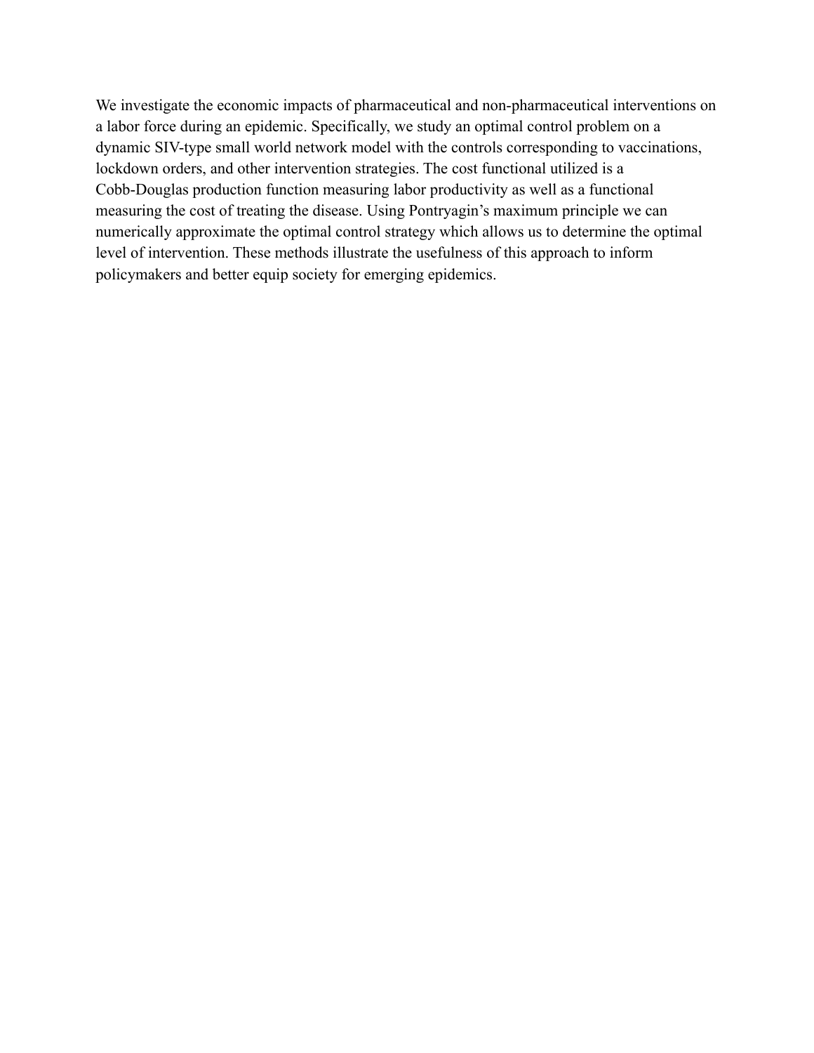We investigate the economic impacts of pharmaceutical and non-pharmaceutical interventions on a labor force during an epidemic. Specifically, we study an optimal control problem on a dynamic SIV-type small world network model with the controls corresponding to vaccinations, lockdown orders, and other intervention strategies. The cost functional utilized is a Cobb-Douglas production function measuring labor productivity as well as a functional measuring the cost of treating the disease. Using Pontryagin's maximum principle we can numerically approximate the optimal control strategy which allows us to determine the optimal level of intervention. These methods illustrate the usefulness of this approach to inform policymakers and better equip society for emerging epidemics.